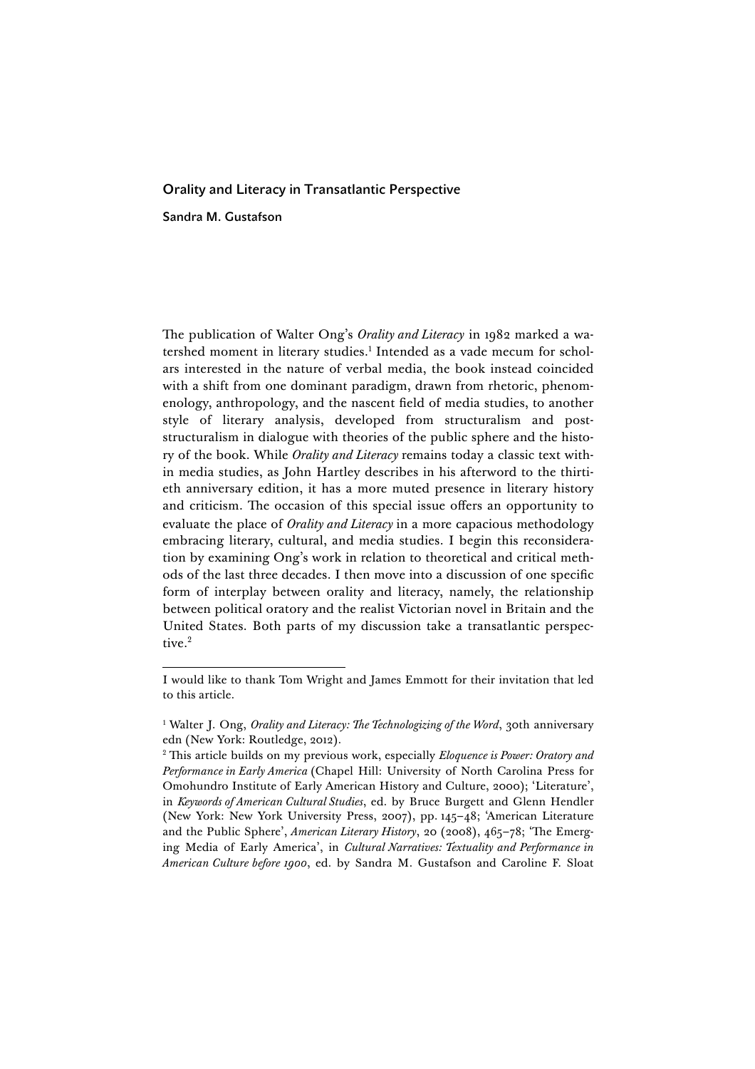# Orality and Literacy in Transatlantic Perspective

**Sandra M. Gustafson**

The publication of Walter Ong's *Orality and Literacy* in 1982 marked a watershed moment in literary studies.[1] Intended as a vade mecum for scholars interested in the nature of verbal media, the book instead coincided with a shift from one dominant paradigm, drawn from rhetoric, phenomenology, anthropology, and the nascent field of media studies, to another style of literary analysis, developed from structuralism and poststructuralism in dialogue with theories of the public sphere and the history of the book. While *Orality and Literacy* remains today a classic text within media studies, as John Hartley describes in his afterword to the thirtieth anniversary edition, it has a more muted presence in literary history and criticism. The occasion of this special issue offers an opportunity to evaluate the place of *Orality and Literacy* in a more capacious methodology embracing literary, cultural, and media studies. I begin this reconsideration by examining Ong's work in relation to theoretical and critical methods of the last three decades. I then move into a discussion of one specific form of interplay between orality and literacy, namely, the relationship between political oratory and the realist Victorian novel in Britain and the United States. Both parts of my discussion take a transatlantic perspective.[2]

---

I would like to thank Tom Wright and James Emmott for their invitation that led to this article.

[1] Walter J. Ong, *Orality and Literacy: The Technologizing of the Word*, 30th anniversary edn (New York: Routledge, 2012).

[2] This article builds on my previous work, especially *Eloquence is Power: Oratory and Performance in Early America* (Chapel Hill: University of North Carolina Press for Omohundro Institute of Early American History and Culture, 2000); 'Literature', in *Keywords of American Cultural Studies*, ed. by Bruce Burgett and Glenn Hendler (New York: New York University Press, 2007), pp. 145–48; 'American Literature and the Public Sphere', *American Literary History*, 20 (2008), 465–78; 'The Emerging Media of Early America', in *Cultural Narratives: Textuality and Performance in American Culture before 1900*, ed. by Sandra M. Gustafson and Caroline F. Sloat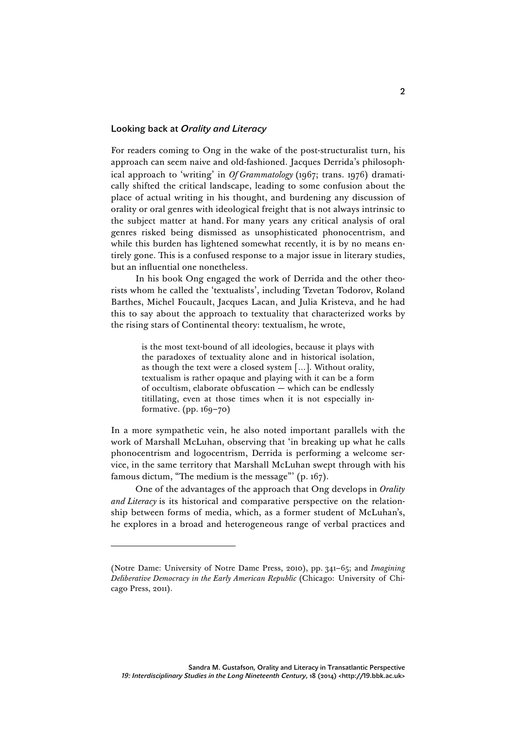## Looking back at *Orality and Literacy*

For readers coming to Ong in the wake of the post-structuralist turn, his approach can seem naive and old-fashioned. Jacques Derrida's philosophical approach to 'writing' in *Of Grammatology* (1967; trans. 1976) dramatically shifted the critical landscape, leading to some confusion about the place of actual writing in his thought, and burdening any discussion of orality or oral genres with ideological freight that is not always intrinsic to the subject matter at hand. For many years any critical analysis of oral genres risked being dismissed as unsophisticated phonocentrism, and while this burden has lightened somewhat recently, it is by no means entirely gone. This is a confused response to a major issue in literary studies, but an influential one nonetheless.

In his book Ong engaged the work of Derrida and the other theorists whom he called the 'textualists', including Tzvetan Todorov, Roland Barthes, Michel Foucault, Jacques Lacan, and Julia Kristeva, and he had this to say about the approach to textuality that characterized works by the rising stars of Continental theory: textualism, he wrote,

> is the most text-bound of all ideologies, because it plays with the paradoxes of textuality alone and in historical isolation, as though the text were a closed system [...]. Without orality, textualism is rather opaque and playing with it can be a form of occultism, elaborate obfuscation — which can be endlessly titillating, even at those times when it is not especially informative. (pp. 169–70)

In a more sympathetic vein, he also noted important parallels with the work of Marshall McLuhan, observing that 'in breaking up what he calls phonocentrism and logocentrism, Derrida is performing a welcome service, in the same territory that Marshall McLuhan swept through with his famous dictum, "The medium is the message"' (p. 167).

One of the advantages of the approach that Ong develops in *Orality and Literacy* is its historical and comparative perspective on the relationship between forms of media, which, as a former student of McLuhan's, he explores in a broad and heterogeneous range of verbal practices and

---

(Notre Dame: University of Notre Dame Press, 2010), pp. 341–65; and *Imagining Deliberative Democracy in the Early American Republic* (Chicago: University of Chicago Press, 2011).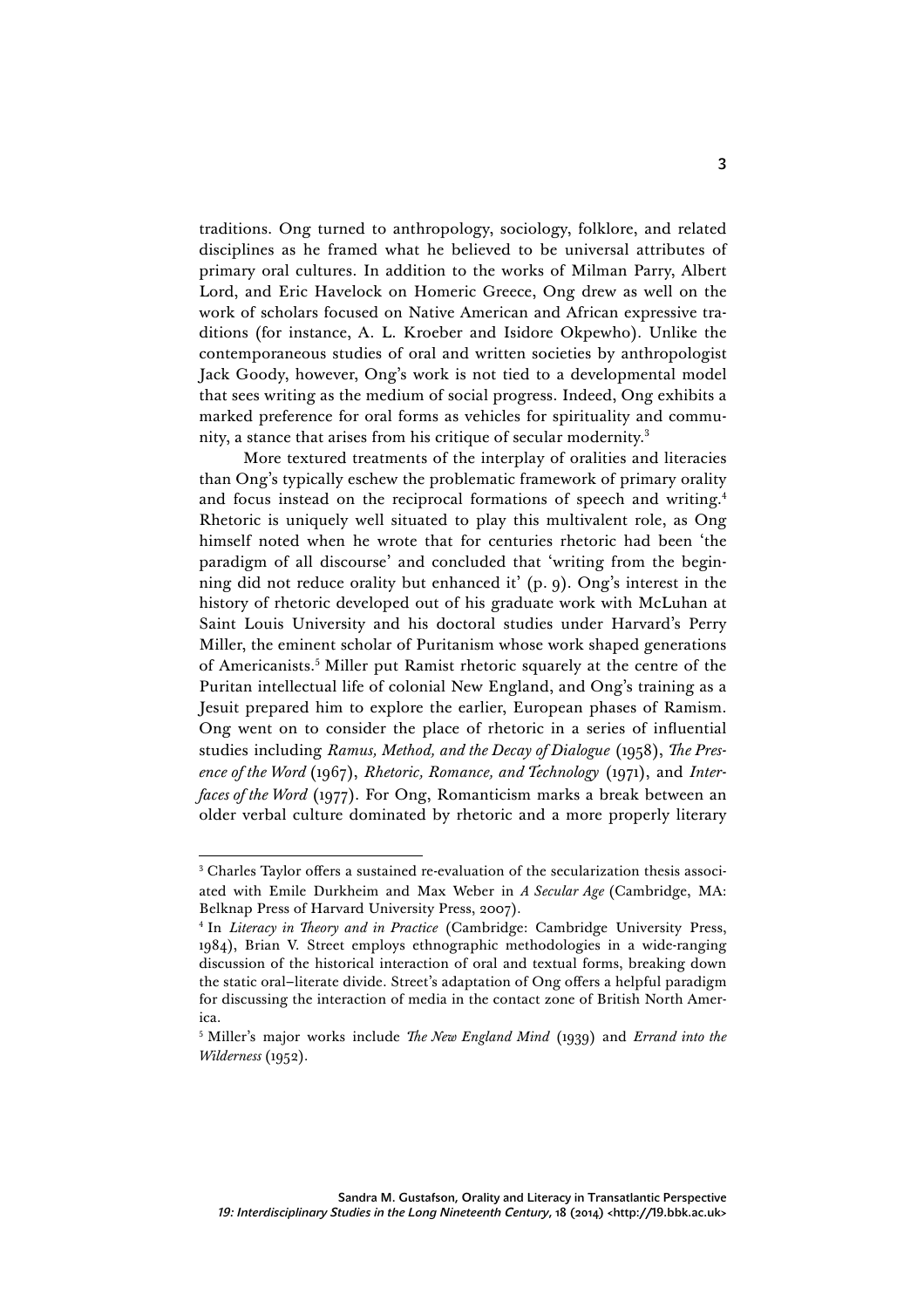traditions. Ong turned to anthropology, sociology, folklore, and related disciplines as he framed what he believed to be universal attributes of primary oral cultures. In addition to the works of Milman Parry, Albert Lord, and Eric Havelock on Homeric Greece, Ong drew as well on the work of scholars focused on Native American and African expressive traditions (for instance, A. L. Kroeber and Isidore Okpewho). Unlike the contemporaneous studies of oral and written societies by anthropologist Jack Goody, however, Ong's work is not tied to a developmental model that sees writing as the medium of social progress. Indeed, Ong exhibits a marked preference for oral forms as vehicles for spirituality and community, a stance that arises from his critique of secular modernity.[3]

More textured treatments of the interplay of oralities and literacies than Ong's typically eschew the problematic framework of primary orality and focus instead on the reciprocal formations of speech and writing.[4] Rhetoric is uniquely well situated to play this multivalent role, as Ong himself noted when he wrote that for centuries rhetoric had been 'the paradigm of all discourse' and concluded that 'writing from the beginning did not reduce orality but enhanced it' (p. 9). Ong's interest in the history of rhetoric developed out of his graduate work with McLuhan at Saint Louis University and his doctoral studies under Harvard's Perry Miller, the eminent scholar of Puritanism whose work shaped generations of Americanists.[5] Miller put Ramist rhetoric squarely at the centre of the Puritan intellectual life of colonial New England, and Ong's training as a Jesuit prepared him to explore the earlier, European phases of Ramism. Ong went on to consider the place of rhetoric in a series of influential studies including *Ramus, Method, and the Decay of Dialogue* (1958), *The Presence of the Word* (1967), *Rhetoric, Romance, and Technology* (1971), and *Interfaces of the Word* (1977). For Ong, Romanticism marks a break between an older verbal culture dominated by rhetoric and a more properly literary

---

[3] Charles Taylor offers a sustained re-evaluation of the secularization thesis associated with Emile Durkheim and Max Weber in *A Secular Age* (Cambridge, MA: Belknap Press of Harvard University Press, 2007).

[4] In *Literacy in Theory and in Practice* (Cambridge: Cambridge University Press, 1984), Brian V. Street employs ethnographic methodologies in a wide-ranging discussion of the historical interaction of oral and textual forms, breaking down the static oral–literate divide. Street's adaptation of Ong offers a helpful paradigm for discussing the interaction of media in the contact zone of British North America.

[5] Miller's major works include *The New England Mind* (1939) and *Errand into the Wilderness* (1952).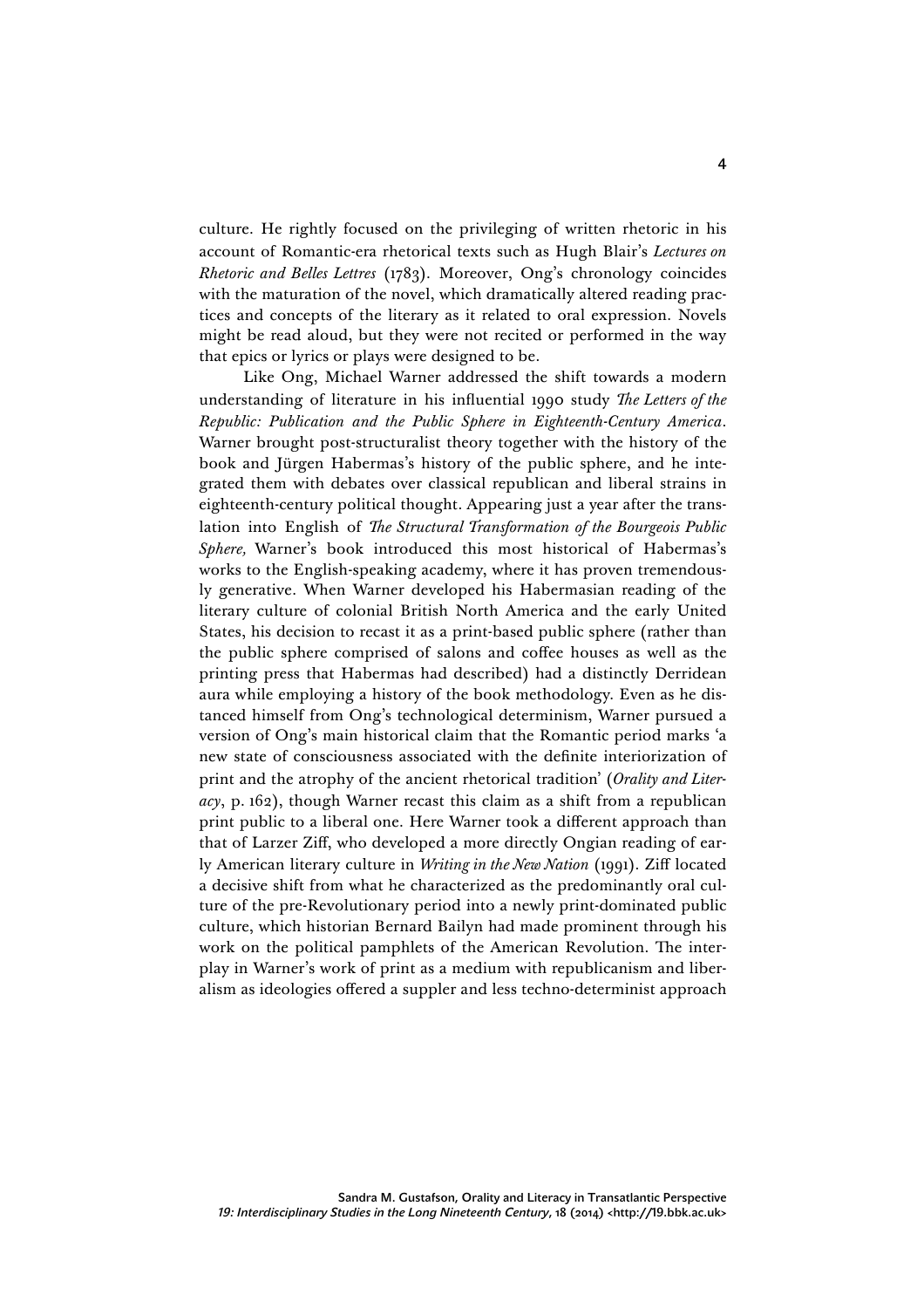culture. He rightly focused on the privileging of written rhetoric in his account of Romantic-era rhetorical texts such as Hugh Blair's *Lectures on Rhetoric and Belles Lettres* (1783). Moreover, Ong's chronology coincides with the maturation of the novel, which dramatically altered reading practices and concepts of the literary as it related to oral expression. Novels might be read aloud, but they were not recited or performed in the way that epics or lyrics or plays were designed to be.

Like Ong, Michael Warner addressed the shift towards a modern understanding of literature in his influential 1990 study *The Letters of the Republic: Publication and the Public Sphere in Eighteenth-Century America*. Warner brought post-structuralist theory together with the history of the book and Jürgen Habermas's history of the public sphere, and he integrated them with debates over classical republican and liberal strains in eighteenth-century political thought. Appearing just a year after the translation into English of *The Structural Transformation of the Bourgeois Public Sphere,* Warner's book introduced this most historical of Habermas's works to the English-speaking academy, where it has proven tremendously generative. When Warner developed his Habermasian reading of the literary culture of colonial British North America and the early United States, his decision to recast it as a print-based public sphere (rather than the public sphere comprised of salons and coffee houses as well as the printing press that Habermas had described) had a distinctly Derridean aura while employing a history of the book methodology. Even as he distanced himself from Ong's technological determinism, Warner pursued a version of Ong's main historical claim that the Romantic period marks 'a new state of consciousness associated with the definite interiorization of print and the atrophy of the ancient rhetorical tradition' (*Orality and Literacy*, p. 162), though Warner recast this claim as a shift from a republican print public to a liberal one. Here Warner took a different approach than that of Larzer Ziff, who developed a more directly Ongian reading of early American literary culture in *Writing in the New Nation* (1991). Ziff located a decisive shift from what he characterized as the predominantly oral culture of the pre-Revolutionary period into a newly print-dominated public culture, which historian Bernard Bailyn had made prominent through his work on the political pamphlets of the American Revolution. The interplay in Warner's work of print as a medium with republicanism and liberalism as ideologies offered a suppler and less techno-determinist approach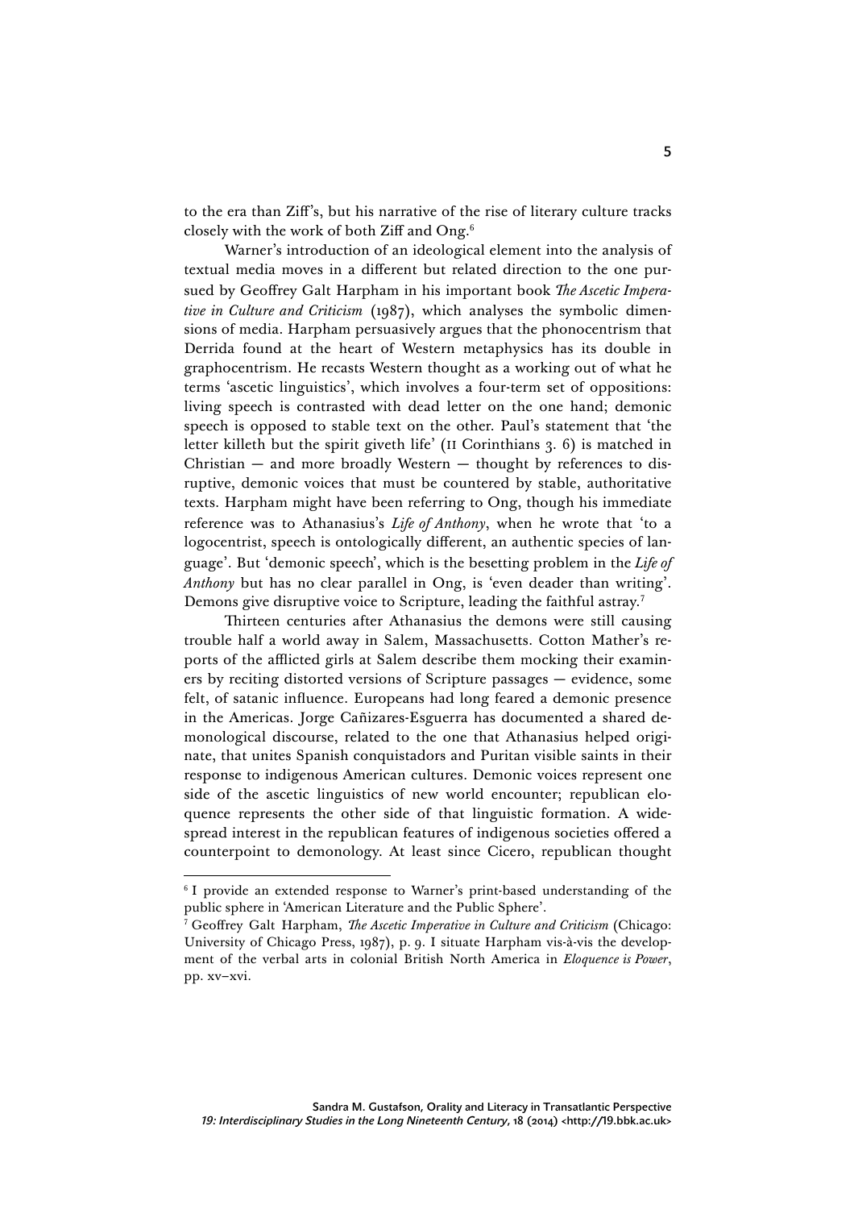to the era than Ziff's, but his narrative of the rise of literary culture tracks closely with the work of both Ziff and Ong.[6]

Warner's introduction of an ideological element into the analysis of textual media moves in a different but related direction to the one pursued by Geoffrey Galt Harpham in his important book *The Ascetic Imperative in Culture and Criticism* (1987), which analyses the symbolic dimensions of media. Harpham persuasively argues that the phonocentrism that Derrida found at the heart of Western metaphysics has its double in graphocentrism. He recasts Western thought as a working out of what he terms 'ascetic linguistics', which involves a four-term set of oppositions: living speech is contrasted with dead letter on the one hand; demonic speech is opposed to stable text on the other. Paul's statement that 'the letter killeth but the spirit giveth life' (II Corinthians 3. 6) is matched in Christian — and more broadly Western — thought by references to disruptive, demonic voices that must be countered by stable, authoritative texts. Harpham might have been referring to Ong, though his immediate reference was to Athanasius's *Life of Anthony*, when he wrote that 'to a logocentrist, speech is ontologically different, an authentic species of language'. But 'demonic speech', which is the besetting problem in the *Life of Anthony* but has no clear parallel in Ong, is 'even deader than writing'. Demons give disruptive voice to Scripture, leading the faithful astray.[7]

Thirteen centuries after Athanasius the demons were still causing trouble half a world away in Salem, Massachusetts. Cotton Mather's reports of the afflicted girls at Salem describe them mocking their examiners by reciting distorted versions of Scripture passages — evidence, some felt, of satanic influence. Europeans had long feared a demonic presence in the Americas. Jorge Cañizares-Esguerra has documented a shared demonological discourse, related to the one that Athanasius helped originate, that unites Spanish conquistadors and Puritan visible saints in their response to indigenous American cultures. Demonic voices represent one side of the ascetic linguistics of new world encounter; republican eloquence represents the other side of that linguistic formation. A widespread interest in the republican features of indigenous societies offered a counterpoint to demonology. At least since Cicero, republican thought

---

[6] I provide an extended response to Warner's print-based understanding of the public sphere in 'American Literature and the Public Sphere'.

[7] Geoffrey Galt Harpham, *The Ascetic Imperative in Culture and Criticism* (Chicago: University of Chicago Press, 1987), p. 9. I situate Harpham vis-à-vis the development of the verbal arts in colonial British North America in *Eloquence is Power*, pp. xv–xvi.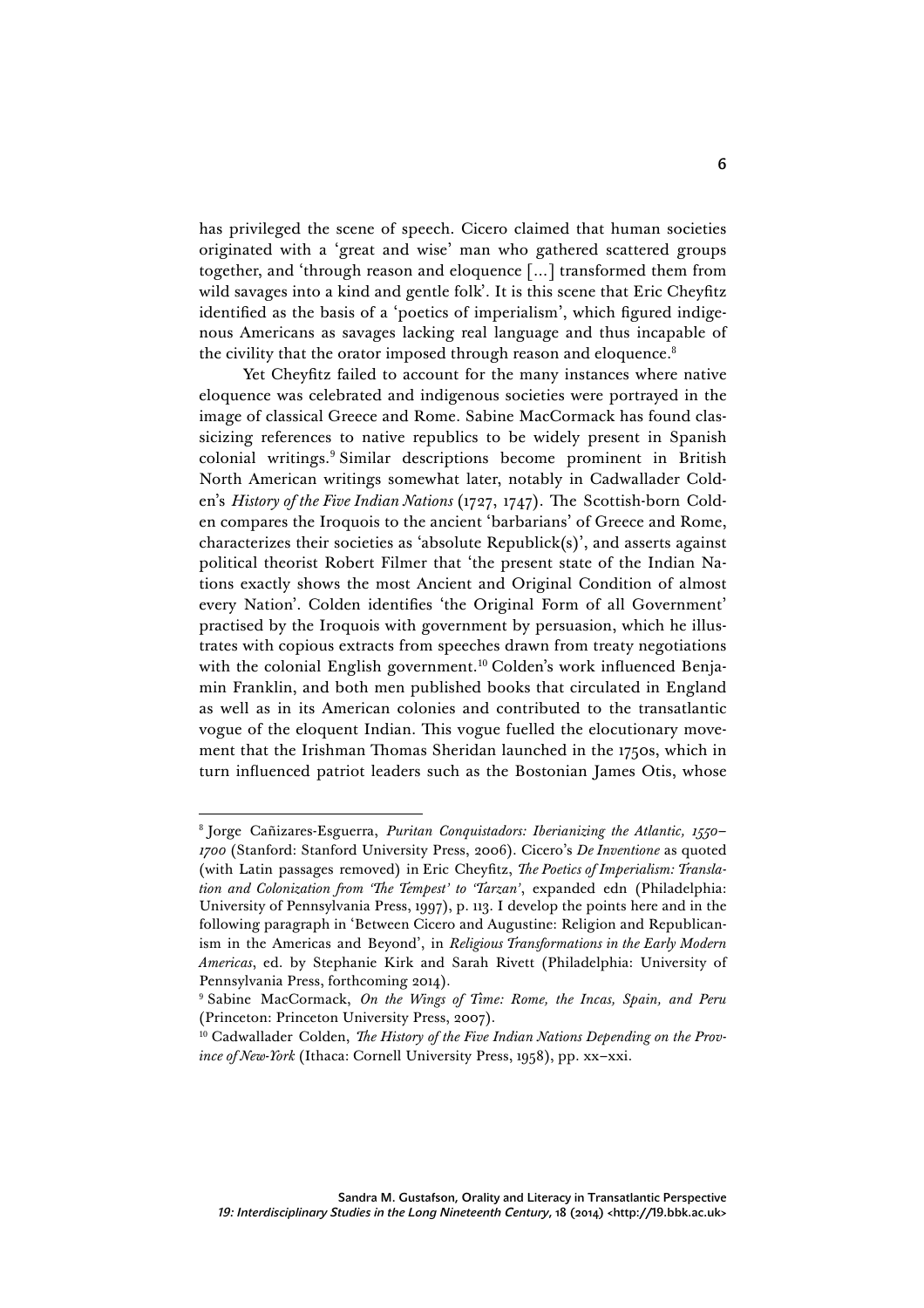has privileged the scene of speech. Cicero claimed that human societies originated with a 'great and wise' man who gathered scattered groups together, and 'through reason and eloquence [...] transformed them from wild savages into a kind and gentle folk'. It is this scene that Eric Cheyfitz identified as the basis of a 'poetics of imperialism', which figured indigenous Americans as savages lacking real language and thus incapable of the civility that the orator imposed through reason and eloquence.[8]

Yet Cheyfitz failed to account for the many instances where native eloquence was celebrated and indigenous societies were portrayed in the image of classical Greece and Rome. Sabine MacCormack has found classicizing references to native republics to be widely present in Spanish colonial writings.[9] Similar descriptions become prominent in British North American writings somewhat later, notably in Cadwallader Colden's *History of the Five Indian Nations* (1727, 1747). The Scottish-born Colden compares the Iroquois to the ancient 'barbarians' of Greece and Rome, characterizes their societies as 'absolute Republick(s)', and asserts against political theorist Robert Filmer that 'the present state of the Indian Nations exactly shows the most Ancient and Original Condition of almost every Nation'. Colden identifies 'the Original Form of all Government' practised by the Iroquois with government by persuasion, which he illustrates with copious extracts from speeches drawn from treaty negotiations with the colonial English government.[10] Colden's work influenced Benjamin Franklin, and both men published books that circulated in England as well as in its American colonies and contributed to the transatlantic vogue of the eloquent Indian. This vogue fuelled the elocutionary movement that the Irishman Thomas Sheridan launched in the 1750s, which in turn influenced patriot leaders such as the Bostonian James Otis, whose

---

[8] Jorge Cañizares-Esguerra, *Puritan Conquistadors: Iberianizing the Atlantic, 1550–1700* (Stanford: Stanford University Press, 2006). Cicero's *De Inventione* as quoted (with Latin passages removed) in Eric Cheyfitz, *The Poetics of Imperialism: Translation and Colonization from 'The Tempest' to 'Tarzan'*, expanded edn (Philadelphia: University of Pennsylvania Press, 1997), p. 113. I develop the points here and in the following paragraph in 'Between Cicero and Augustine: Religion and Republicanism in the Americas and Beyond', in *Religious Transformations in the Early Modern Americas*, ed. by Stephanie Kirk and Sarah Rivett (Philadelphia: University of Pennsylvania Press, forthcoming 2014).

[9] Sabine MacCormack, *On the Wings of Time: Rome, the Incas, Spain, and Peru* (Princeton: Princeton University Press, 2007).

[10] Cadwallader Colden, *The History of the Five Indian Nations Depending on the Province of New-York* (Ithaca: Cornell University Press, 1958), pp. xx–xxi.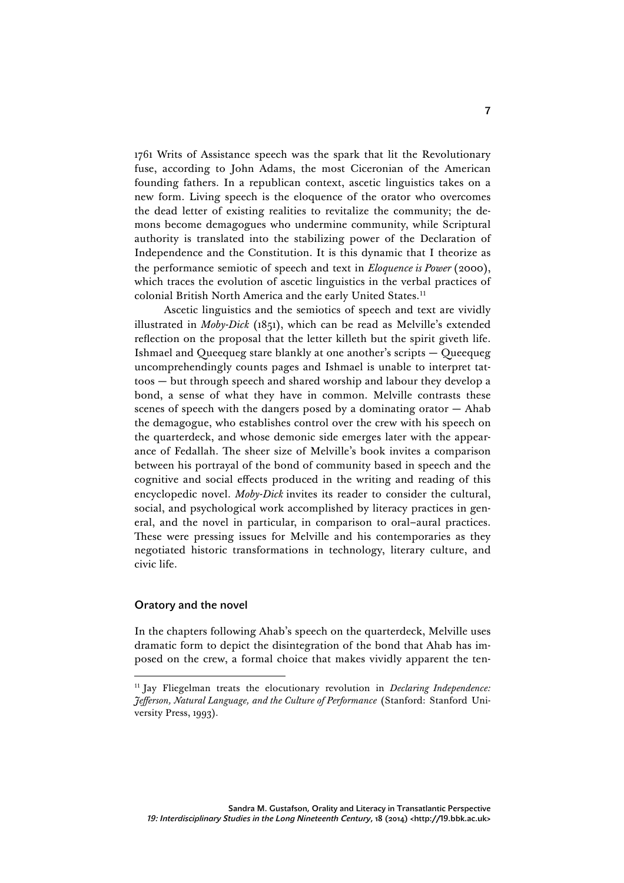1761 Writs of Assistance speech was the spark that lit the Revolutionary fuse, according to John Adams, the most Ciceronian of the American founding fathers. In a republican context, ascetic linguistics takes on a new form. Living speech is the eloquence of the orator who overcomes the dead letter of existing realities to revitalize the community; the demons become demagogues who undermine community, while Scriptural authority is translated into the stabilizing power of the Declaration of Independence and the Constitution. It is this dynamic that I theorize as the performance semiotic of speech and text in *Eloquence is Power* (2000), which traces the evolution of ascetic linguistics in the verbal practices of colonial British North America and the early United States.[11]

Ascetic linguistics and the semiotics of speech and text are vividly illustrated in *Moby-Dick* (1851), which can be read as Melville's extended reflection on the proposal that the letter killeth but the spirit giveth life. Ishmael and Queequeg stare blankly at one another's scripts — Queequeg uncomprehendingly counts pages and Ishmael is unable to interpret tattoos — but through speech and shared worship and labour they develop a bond, a sense of what they have in common. Melville contrasts these scenes of speech with the dangers posed by a dominating orator — Ahab the demagogue, who establishes control over the crew with his speech on the quarterdeck, and whose demonic side emerges later with the appearance of Fedallah. The sheer size of Melville's book invites a comparison between his portrayal of the bond of community based in speech and the cognitive and social effects produced in the writing and reading of this encyclopedic novel. *Moby-Dick* invites its reader to consider the cultural, social, and psychological work accomplished by literacy practices in general, and the novel in particular, in comparison to oral–aural practices. These were pressing issues for Melville and his contemporaries as they negotiated historic transformations in technology, literary culture, and civic life.

## Oratory and the novel

In the chapters following Ahab's speech on the quarterdeck, Melville uses dramatic form to depict the disintegration of the bond that Ahab has imposed on the crew, a formal choice that makes vividly apparent the ten-

---

[11] Jay Fliegelman treats the elocutionary revolution in *Declaring Independence: Jefferson, Natural Language, and the Culture of Performance* (Stanford: Stanford University Press, 1993).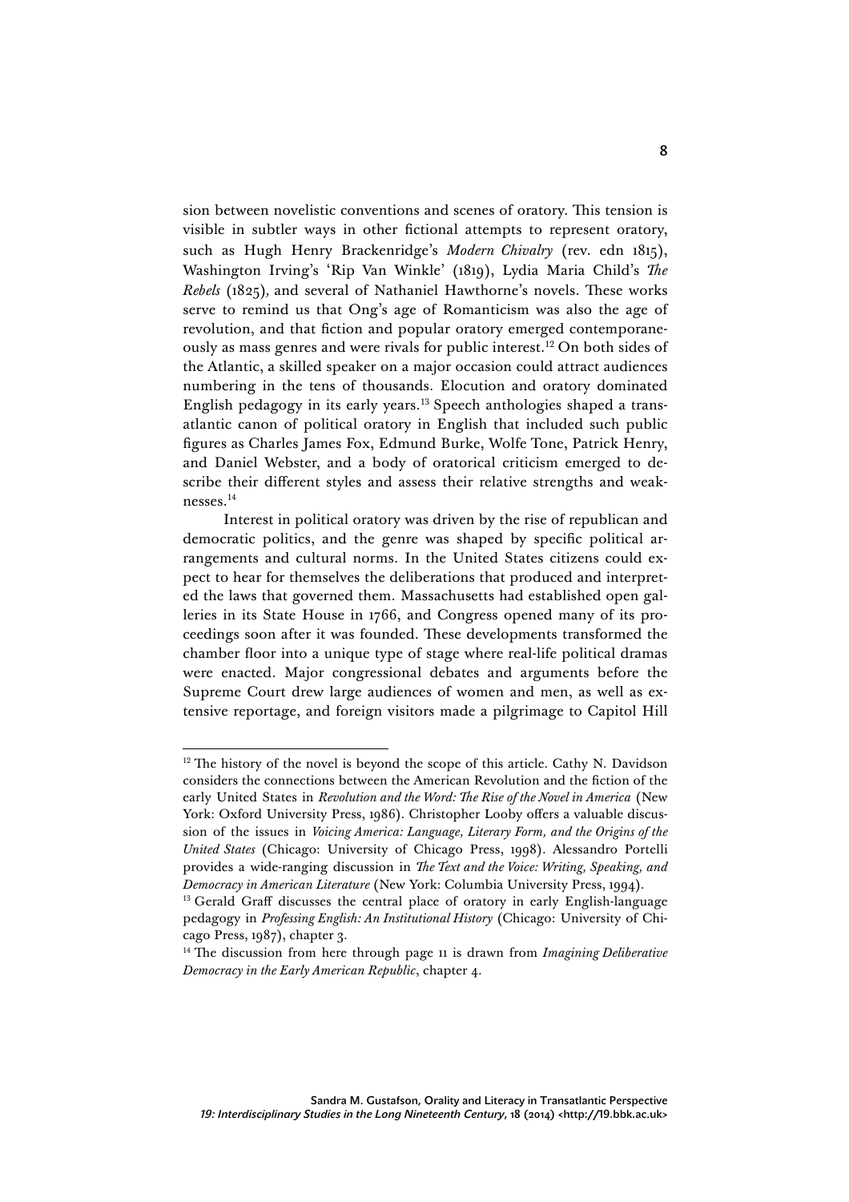sion between novelistic conventions and scenes of oratory. This tension is visible in subtler ways in other fictional attempts to represent oratory, such as Hugh Henry Brackenridge's *Modern Chivalry* (rev. edn 1815), Washington Irving's 'Rip Van Winkle' (1819), Lydia Maria Child's *The Rebels* (1825), and several of Nathaniel Hawthorne's novels. These works serve to remind us that Ong's age of Romanticism was also the age of revolution, and that fiction and popular oratory emerged contemporaneously as mass genres and were rivals for public interest.[12] On both sides of the Atlantic, a skilled speaker on a major occasion could attract audiences numbering in the tens of thousands. Elocution and oratory dominated English pedagogy in its early years.[13] Speech anthologies shaped a transatlantic canon of political oratory in English that included such public figures as Charles James Fox, Edmund Burke, Wolfe Tone, Patrick Henry, and Daniel Webster, and a body of oratorical criticism emerged to describe their different styles and assess their relative strengths and weaknesses.[14]

Interest in political oratory was driven by the rise of republican and democratic politics, and the genre was shaped by specific political arrangements and cultural norms. In the United States citizens could expect to hear for themselves the deliberations that produced and interpreted the laws that governed them. Massachusetts had established open galleries in its State House in 1766, and Congress opened many of its proceedings soon after it was founded. These developments transformed the chamber floor into a unique type of stage where real-life political dramas were enacted. Major congressional debates and arguments before the Supreme Court drew large audiences of women and men, as well as extensive reportage, and foreign visitors made a pilgrimage to Capitol Hill

---

[12] The history of the novel is beyond the scope of this article. Cathy N. Davidson considers the connections between the American Revolution and the fiction of the early United States in *Revolution and the Word: The Rise of the Novel in America* (New York: Oxford University Press, 1986). Christopher Looby offers a valuable discussion of the issues in *Voicing America: Language, Literary Form, and the Origins of the United States* (Chicago: University of Chicago Press, 1998). Alessandro Portelli provides a wide-ranging discussion in *The Text and the Voice: Writing, Speaking, and Democracy in American Literature* (New York: Columbia University Press, 1994).

[13] Gerald Graff discusses the central place of oratory in early English-language pedagogy in *Professing English: An Institutional History* (Chicago: University of Chicago Press, 1987), chapter 3.

[14] The discussion from here through page 11 is drawn from *Imagining Deliberative Democracy in the Early American Republic*, chapter 4.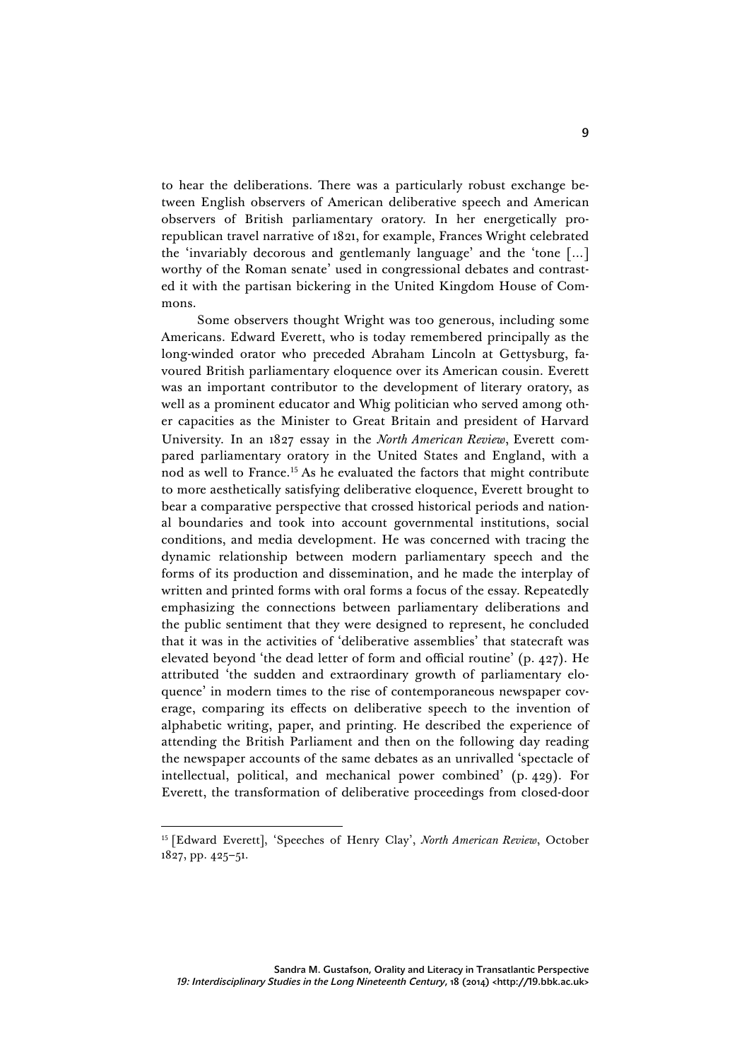to hear the deliberations. There was a particularly robust exchange between English observers of American deliberative speech and American observers of British parliamentary oratory. In her energetically pro-republican travel narrative of 1821, for example, Frances Wright celebrated the 'invariably decorous and gentlemanly language' and the 'tone [...] worthy of the Roman senate' used in congressional debates and contrasted it with the partisan bickering in the United Kingdom House of Commons.

Some observers thought Wright was too generous, including some Americans. Edward Everett, who is today remembered principally as the long-winded orator who preceded Abraham Lincoln at Gettysburg, favoured British parliamentary eloquence over its American cousin. Everett was an important contributor to the development of literary oratory, as well as a prominent educator and Whig politician who served among other capacities as the Minister to Great Britain and president of Harvard University. In an 1827 essay in the *North American Review*, Everett compared parliamentary oratory in the United States and England, with a nod as well to France.[15] As he evaluated the factors that might contribute to more aesthetically satisfying deliberative eloquence, Everett brought to bear a comparative perspective that crossed historical periods and national boundaries and took into account governmental institutions, social conditions, and media development. He was concerned with tracing the dynamic relationship between modern parliamentary speech and the forms of its production and dissemination, and he made the interplay of written and printed forms with oral forms a focus of the essay. Repeatedly emphasizing the connections between parliamentary deliberations and the public sentiment that they were designed to represent, he concluded that it was in the activities of 'deliberative assemblies' that statecraft was elevated beyond 'the dead letter of form and official routine' (p. 427). He attributed 'the sudden and extraordinary growth of parliamentary eloquence' in modern times to the rise of contemporaneous newspaper coverage, comparing its effects on deliberative speech to the invention of alphabetic writing, paper, and printing. He described the experience of attending the British Parliament and then on the following day reading the newspaper accounts of the same debates as an unrivalled 'spectacle of intellectual, political, and mechanical power combined' (p. 429). For Everett, the transformation of deliberative proceedings from closed-door

---

[15] [Edward Everett], 'Speeches of Henry Clay', *North American Review*, October 1827, pp. 425–51.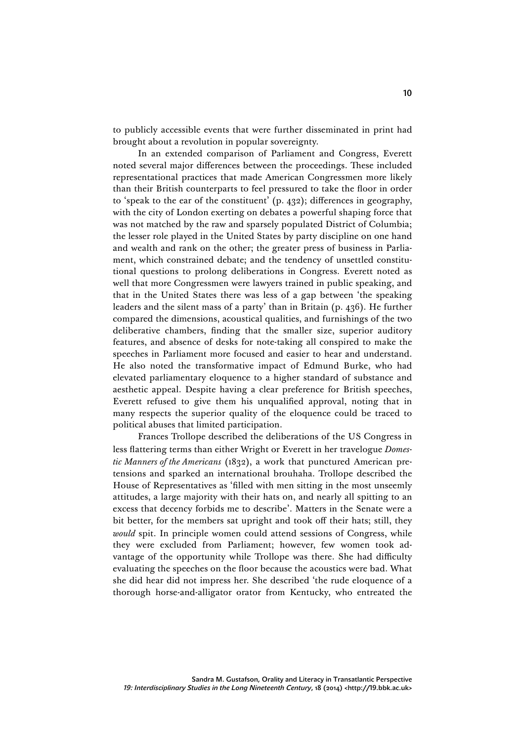to publicly accessible events that were further disseminated in print had brought about a revolution in popular sovereignty.

In an extended comparison of Parliament and Congress, Everett noted several major differences between the proceedings. These included representational practices that made American Congressmen more likely than their British counterparts to feel pressured to take the floor in order to 'speak to the ear of the constituent' (p. 432); differences in geography, with the city of London exerting on debates a powerful shaping force that was not matched by the raw and sparsely populated District of Columbia; the lesser role played in the United States by party discipline on one hand and wealth and rank on the other; the greater press of business in Parliament, which constrained debate; and the tendency of unsettled constitutional questions to prolong deliberations in Congress. Everett noted as well that more Congressmen were lawyers trained in public speaking, and that in the United States there was less of a gap between 'the speaking leaders and the silent mass of a party' than in Britain (p. 436). He further compared the dimensions, acoustical qualities, and furnishings of the two deliberative chambers, finding that the smaller size, superior auditory features, and absence of desks for note-taking all conspired to make the speeches in Parliament more focused and easier to hear and understand. He also noted the transformative impact of Edmund Burke, who had elevated parliamentary eloquence to a higher standard of substance and aesthetic appeal. Despite having a clear preference for British speeches, Everett refused to give them his unqualified approval, noting that in many respects the superior quality of the eloquence could be traced to political abuses that limited participation.

Frances Trollope described the deliberations of the US Congress in less flattering terms than either Wright or Everett in her travelogue *Domestic Manners of the Americans* (1832), a work that punctured American pretensions and sparked an international brouhaha. Trollope described the House of Representatives as 'filled with men sitting in the most unseemly attitudes, a large majority with their hats on, and nearly all spitting to an excess that decency forbids me to describe'. Matters in the Senate were a bit better, for the members sat upright and took off their hats; still, they *would* spit. In principle women could attend sessions of Congress, while they were excluded from Parliament; however, few women took advantage of the opportunity while Trollope was there. She had difficulty evaluating the speeches on the floor because the acoustics were bad. What she did hear did not impress her. She described 'the rude eloquence of a thorough horse-and-alligator orator from Kentucky, who entreated the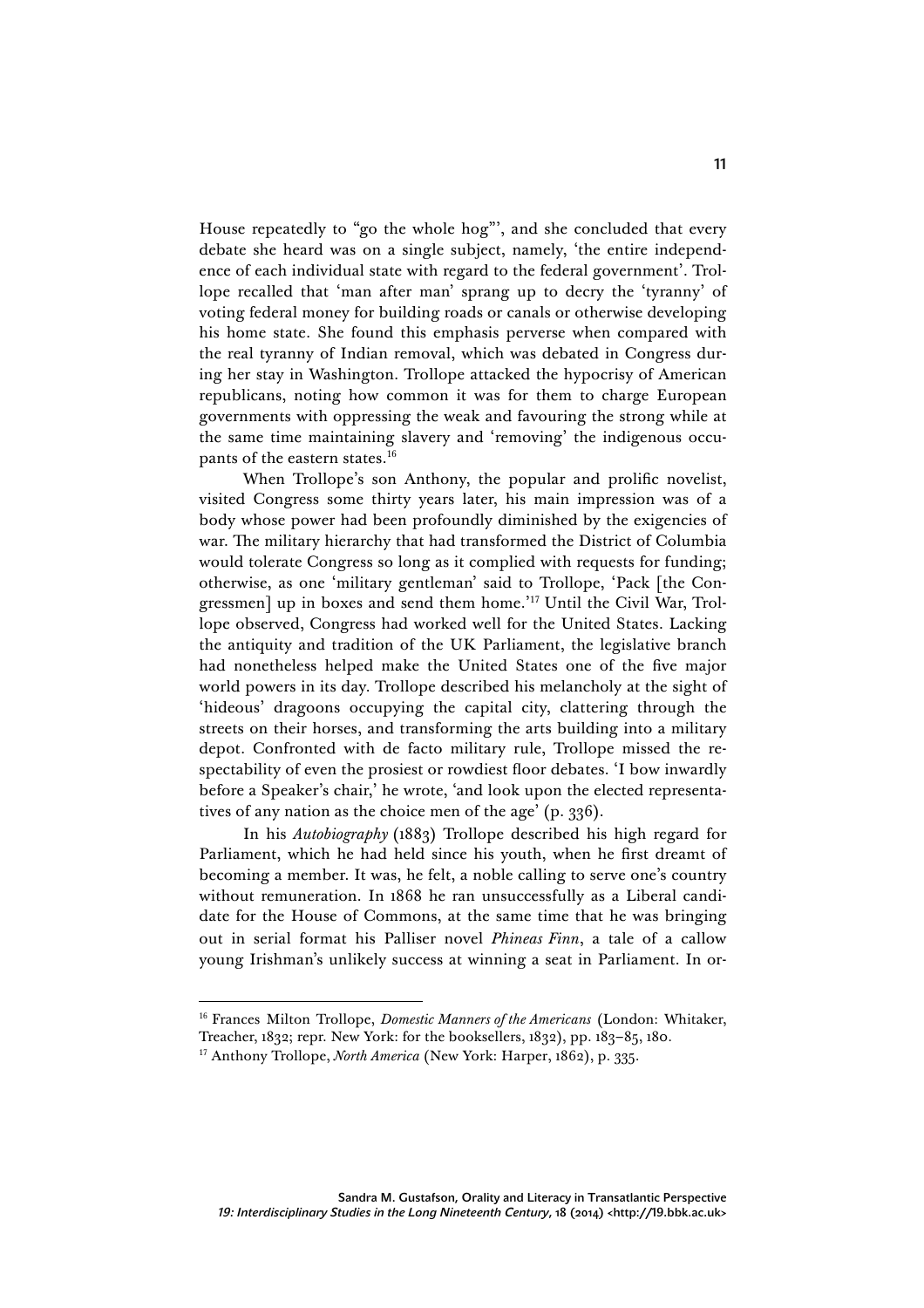House repeatedly to "go the whole hog"', and she concluded that every debate she heard was on a single subject, namely, 'the entire independence of each individual state with regard to the federal government'. Trollope recalled that 'man after man' sprang up to decry the 'tyranny' of voting federal money for building roads or canals or otherwise developing his home state. She found this emphasis perverse when compared with the real tyranny of Indian removal, which was debated in Congress during her stay in Washington. Trollope attacked the hypocrisy of American republicans, noting how common it was for them to charge European governments with oppressing the weak and favouring the strong while at the same time maintaining slavery and 'removing' the indigenous occupants of the eastern states.[16]

When Trollope's son Anthony, the popular and prolific novelist, visited Congress some thirty years later, his main impression was of a body whose power had been profoundly diminished by the exigencies of war. The military hierarchy that had transformed the District of Columbia would tolerate Congress so long as it complied with requests for funding; otherwise, as one 'military gentleman' said to Trollope, 'Pack [the Congressmen] up in boxes and send them home.'[17] Until the Civil War, Trollope observed, Congress had worked well for the United States. Lacking the antiquity and tradition of the UK Parliament, the legislative branch had nonetheless helped make the United States one of the five major world powers in its day. Trollope described his melancholy at the sight of 'hideous' dragoons occupying the capital city, clattering through the streets on their horses, and transforming the arts building into a military depot. Confronted with de facto military rule, Trollope missed the respectability of even the prosiest or rowdiest floor debates. 'I bow inwardly before a Speaker's chair,' he wrote, 'and look upon the elected representatives of any nation as the choice men of the age' (p. 336).

In his *Autobiography* (1883) Trollope described his high regard for Parliament, which he had held since his youth, when he first dreamt of becoming a member. It was, he felt, a noble calling to serve one's country without remuneration. In 1868 he ran unsuccessfully as a Liberal candidate for the House of Commons, at the same time that he was bringing out in serial format his Palliser novel *Phineas Finn*, a tale of a callow young Irishman's unlikely success at winning a seat in Parliament. In or-

[16] Frances Milton Trollope, *Domestic Manners of the Americans* (London: Whitaker, Treacher, 1832; repr. New York: for the booksellers, 1832), pp. 183–85, 180.

[17] Anthony Trollope, *North America* (New York: Harper, 1862), p. 335.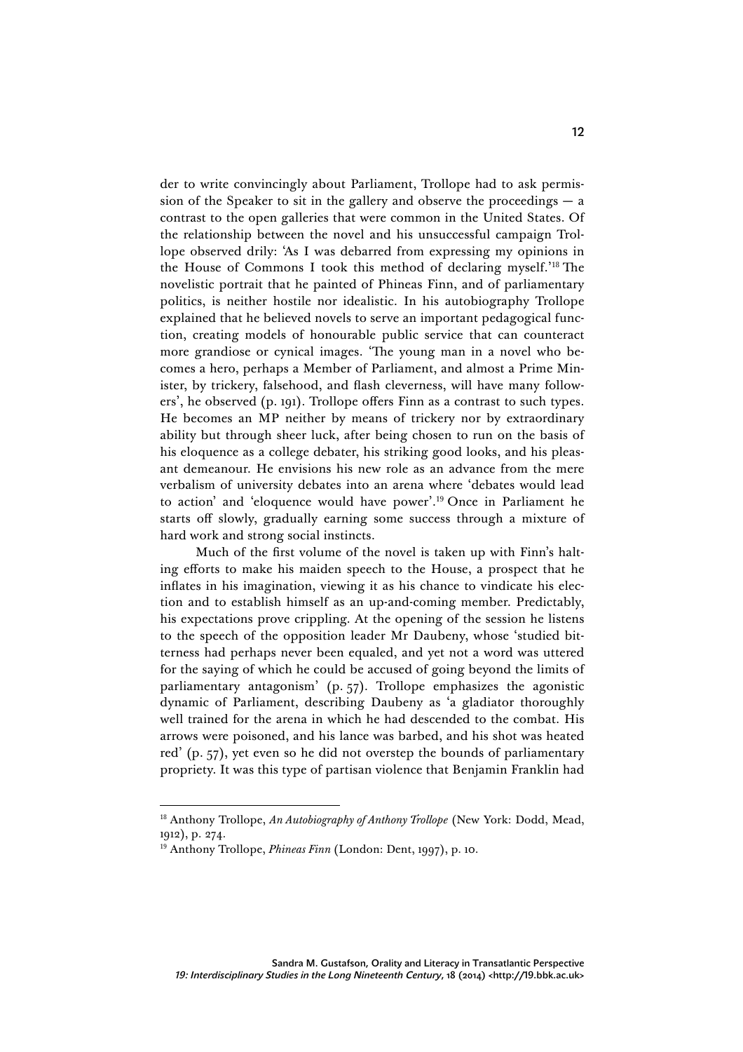der to write convincingly about Parliament, Trollope had to ask permission of the Speaker to sit in the gallery and observe the proceedings — a contrast to the open galleries that were common in the United States. Of the relationship between the novel and his unsuccessful campaign Trollope observed drily: 'As I was debarred from expressing my opinions in the House of Commons I took this method of declaring myself.'[18] The novelistic portrait that he painted of Phineas Finn, and of parliamentary politics, is neither hostile nor idealistic. In his autobiography Trollope explained that he believed novels to serve an important pedagogical function, creating models of honourable public service that can counteract more grandiose or cynical images. 'The young man in a novel who becomes a hero, perhaps a Member of Parliament, and almost a Prime Minister, by trickery, falsehood, and flash cleverness, will have many followers', he observed (p. 191). Trollope offers Finn as a contrast to such types. He becomes an MP neither by means of trickery nor by extraordinary ability but through sheer luck, after being chosen to run on the basis of his eloquence as a college debater, his striking good looks, and his pleasant demeanour. He envisions his new role as an advance from the mere verbalism of university debates into an arena where 'debates would lead to action' and 'eloquence would have power'.[19] Once in Parliament he starts off slowly, gradually earning some success through a mixture of hard work and strong social instincts.

Much of the first volume of the novel is taken up with Finn's halting efforts to make his maiden speech to the House, a prospect that he inflates in his imagination, viewing it as his chance to vindicate his election and to establish himself as an up-and-coming member. Predictably, his expectations prove crippling. At the opening of the session he listens to the speech of the opposition leader Mr Daubeny, whose 'studied bitterness had perhaps never been equaled, and yet not a word was uttered for the saying of which he could be accused of going beyond the limits of parliamentary antagonism' (p. 57). Trollope emphasizes the agonistic dynamic of Parliament, describing Daubeny as 'a gladiator thoroughly well trained for the arena in which he had descended to the combat. His arrows were poisoned, and his lance was barbed, and his shot was heated red' (p. 57), yet even so he did not overstep the bounds of parliamentary propriety. It was this type of partisan violence that Benjamin Franklin had

---

[18] Anthony Trollope, *An Autobiography of Anthony Trollope* (New York: Dodd, Mead, 1912), p. 274.

[19] Anthony Trollope, *Phineas Finn* (London: Dent, 1997), p. 10.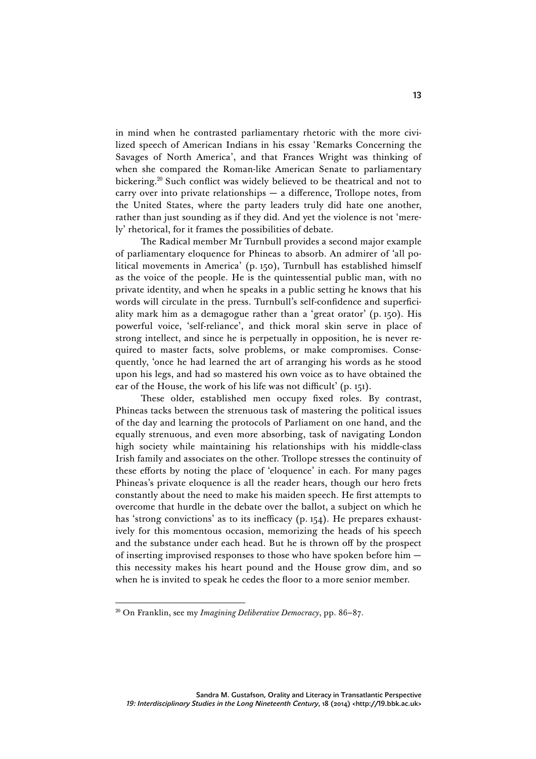in mind when he contrasted parliamentary rhetoric with the more civilized speech of American Indians in his essay 'Remarks Concerning the Savages of North America', and that Frances Wright was thinking of when she compared the Roman-like American Senate to parliamentary bickering.[20] Such conflict was widely believed to be theatrical and not to carry over into private relationships — a difference, Trollope notes, from the United States, where the party leaders truly did hate one another, rather than just sounding as if they did. And yet the violence is not 'merely' rhetorical, for it frames the possibilities of debate.

The Radical member Mr Turnbull provides a second major example of parliamentary eloquence for Phineas to absorb. An admirer of 'all political movements in America' (p. 150), Turnbull has established himself as the voice of the people. He is the quintessential public man, with no private identity, and when he speaks in a public setting he knows that his words will circulate in the press. Turnbull's self-confidence and superficiality mark him as a demagogue rather than a 'great orator' (p. 150). His powerful voice, 'self-reliance', and thick moral skin serve in place of strong intellect, and since he is perpetually in opposition, he is never required to master facts, solve problems, or make compromises. Consequently, 'once he had learned the art of arranging his words as he stood upon his legs, and had so mastered his own voice as to have obtained the ear of the House, the work of his life was not difficult' (p. 151).

These older, established men occupy fixed roles. By contrast, Phineas tacks between the strenuous task of mastering the political issues of the day and learning the protocols of Parliament on one hand, and the equally strenuous, and even more absorbing, task of navigating London high society while maintaining his relationships with his middle-class Irish family and associates on the other. Trollope stresses the continuity of these efforts by noting the place of 'eloquence' in each. For many pages Phineas's private eloquence is all the reader hears, though our hero frets constantly about the need to make his maiden speech. He first attempts to overcome that hurdle in the debate over the ballot, a subject on which he has 'strong convictions' as to its inefficacy (p. 154). He prepares exhaustively for this momentous occasion, memorizing the heads of his speech and the substance under each head. But he is thrown off by the prospect of inserting improvised responses to those who have spoken before him — this necessity makes his heart pound and the House grow dim, and so when he is invited to speak he cedes the floor to a more senior member.

---

[20] On Franklin, see my *Imagining Deliberative Democracy*, pp. 86–87.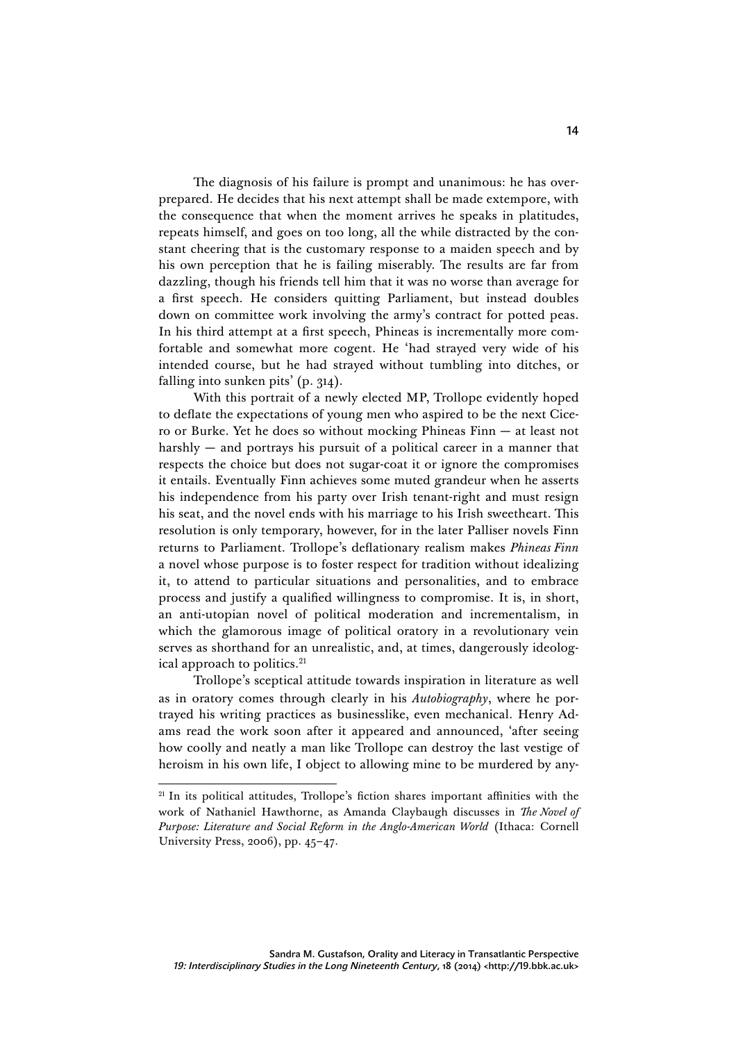The diagnosis of his failure is prompt and unanimous: he has over-prepared. He decides that his next attempt shall be made extempore, with the consequence that when the moment arrives he speaks in platitudes, repeats himself, and goes on too long, all the while distracted by the constant cheering that is the customary response to a maiden speech and by his own perception that he is failing miserably. The results are far from dazzling, though his friends tell him that it was no worse than average for a first speech. He considers quitting Parliament, but instead doubles down on committee work involving the army's contract for potted peas. In his third attempt at a first speech, Phineas is incrementally more comfortable and somewhat more cogent. He 'had strayed very wide of his intended course, but he had strayed without tumbling into ditches, or falling into sunken pits' (p. 314).

With this portrait of a newly elected MP, Trollope evidently hoped to deflate the expectations of young men who aspired to be the next Cicero or Burke. Yet he does so without mocking Phineas Finn — at least not harshly — and portrays his pursuit of a political career in a manner that respects the choice but does not sugar-coat it or ignore the compromises it entails. Eventually Finn achieves some muted grandeur when he asserts his independence from his party over Irish tenant-right and must resign his seat, and the novel ends with his marriage to his Irish sweetheart. This resolution is only temporary, however, for in the later Palliser novels Finn returns to Parliament. Trollope's deflationary realism makes *Phineas Finn* a novel whose purpose is to foster respect for tradition without idealizing it, to attend to particular situations and personalities, and to embrace process and justify a qualified willingness to compromise. It is, in short, an anti-utopian novel of political moderation and incrementalism, in which the glamorous image of political oratory in a revolutionary vein serves as shorthand for an unrealistic, and, at times, dangerously ideological approach to politics.[21]

Trollope's sceptical attitude towards inspiration in literature as well as in oratory comes through clearly in his *Autobiography*, where he portrayed his writing practices as businesslike, even mechanical. Henry Adams read the work soon after it appeared and announced, 'after seeing how coolly and neatly a man like Trollope can destroy the last vestige of heroism in his own life, I object to allowing mine to be murdered by any-

---

[21] In its political attitudes, Trollope's fiction shares important affinities with the work of Nathaniel Hawthorne, as Amanda Claybaugh discusses in *The Novel of Purpose: Literature and Social Reform in the Anglo-American World* (Ithaca: Cornell University Press, 2006), pp. 45–47.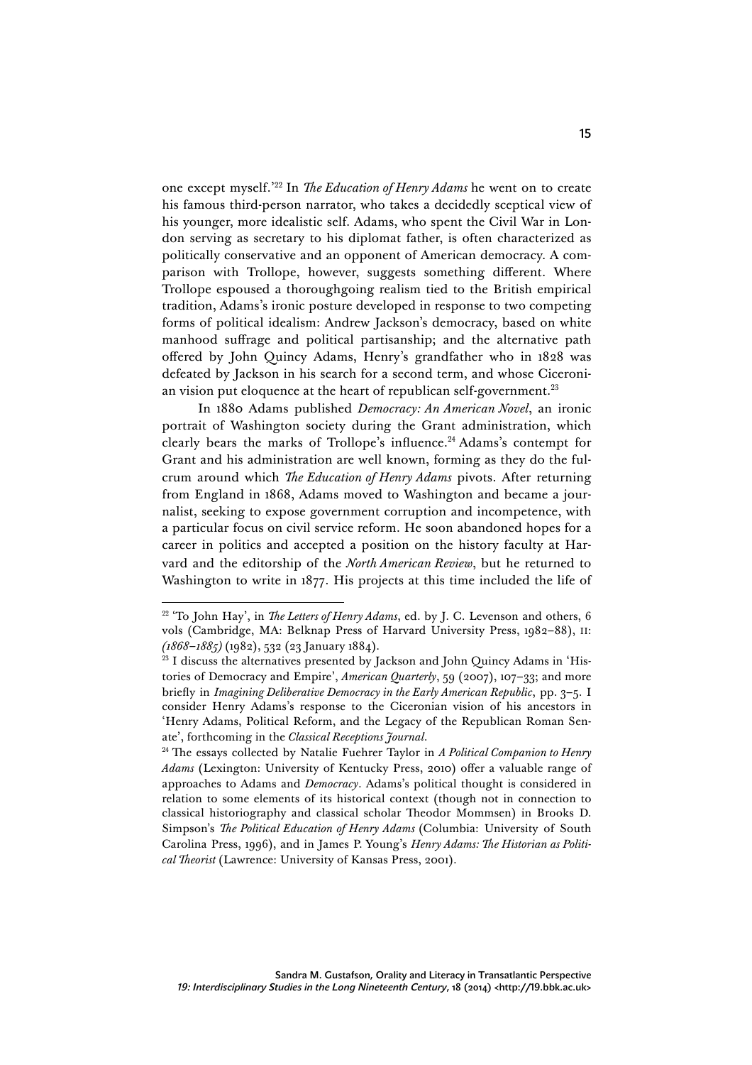one except myself.'[22] In *The Education of Henry Adams* he went on to create his famous third-person narrator, who takes a decidedly sceptical view of his younger, more idealistic self. Adams, who spent the Civil War in London serving as secretary to his diplomat father, is often characterized as politically conservative and an opponent of American democracy. A comparison with Trollope, however, suggests something different. Where Trollope espoused a thoroughgoing realism tied to the British empirical tradition, Adams's ironic posture developed in response to two competing forms of political idealism: Andrew Jackson's democracy, based on white manhood suffrage and political partisanship; and the alternative path offered by John Quincy Adams, Henry's grandfather who in 1828 was defeated by Jackson in his search for a second term, and whose Ciceronian vision put eloquence at the heart of republican self-government.[23]

In 1880 Adams published *Democracy: An American Novel*, an ironic portrait of Washington society during the Grant administration, which clearly bears the marks of Trollope's influence.[24] Adams's contempt for Grant and his administration are well known, forming as they do the fulcrum around which *The Education of Henry Adams* pivots. After returning from England in 1868, Adams moved to Washington and became a journalist, seeking to expose government corruption and incompetence, with a particular focus on civil service reform. He soon abandoned hopes for a career in politics and accepted a position on the history faculty at Harvard and the editorship of the *North American Review*, but he returned to Washington to write in 1877. His projects at this time included the life of

---

[22] 'To John Hay', in *The Letters of Henry Adams*, ed. by J. C. Levenson and others, 6 vols (Cambridge, MA: Belknap Press of Harvard University Press, 1982–88), II: *(1868–1885)* (1982), 532 (23 January 1884).

[23] I discuss the alternatives presented by Jackson and John Quincy Adams in 'Histories of Democracy and Empire', *American Quarterly*, 59 (2007), 107–33; and more briefly in *Imagining Deliberative Democracy in the Early American Republic*, pp. 3–5. I consider Henry Adams's response to the Ciceronian vision of his ancestors in 'Henry Adams, Political Reform, and the Legacy of the Republican Roman Senate', forthcoming in the *Classical Receptions Journal*.

[24] The essays collected by Natalie Fuehrer Taylor in *A Political Companion to Henry Adams* (Lexington: University of Kentucky Press, 2010) offer a valuable range of approaches to Adams and *Democracy*. Adams's political thought is considered in relation to some elements of its historical context (though not in connection to classical historiography and classical scholar Theodor Mommsen) in Brooks D. Simpson's *The Political Education of Henry Adams* (Columbia: University of South Carolina Press, 1996), and in James P. Young's *Henry Adams: The Historian as Political Theorist* (Lawrence: University of Kansas Press, 2001).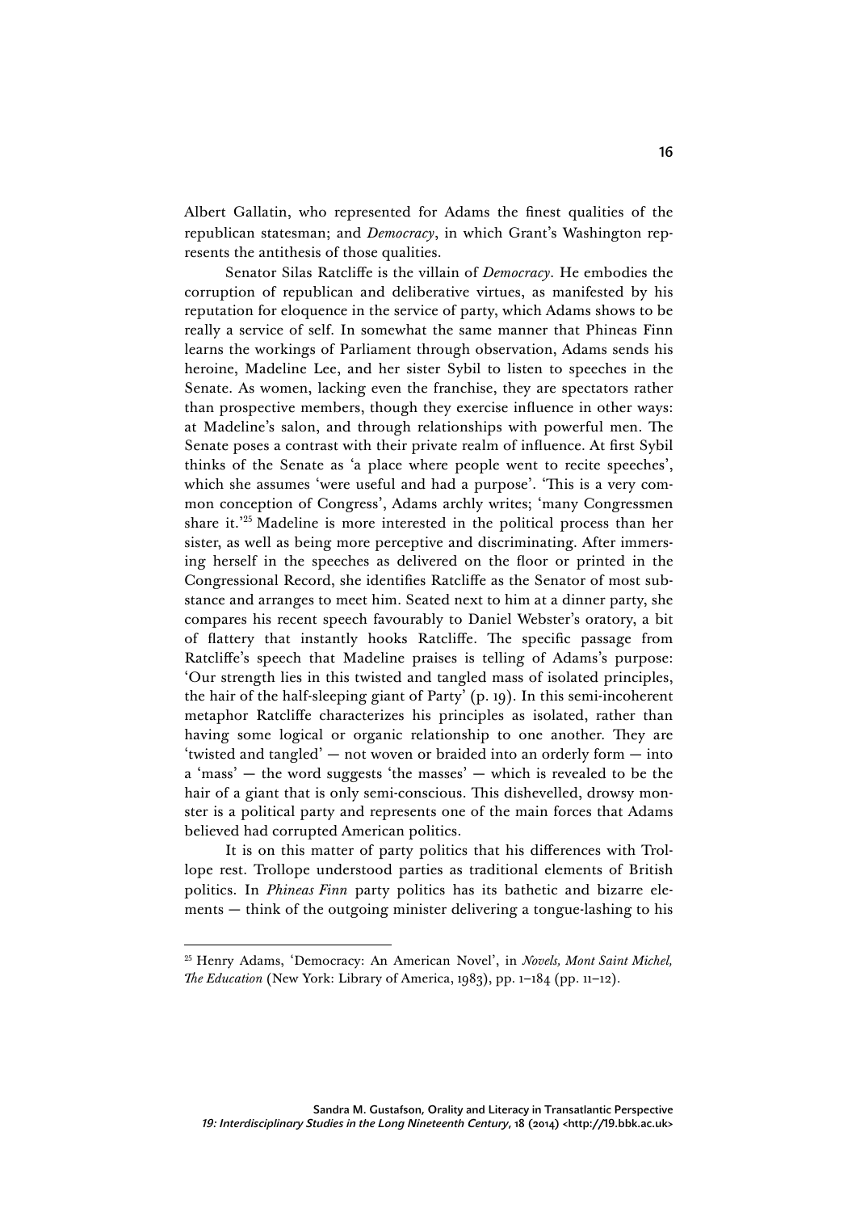Albert Gallatin, who represented for Adams the finest qualities of the republican statesman; and *Democracy*, in which Grant's Washington represents the antithesis of those qualities.

Senator Silas Ratcliffe is the villain of *Democracy*. He embodies the corruption of republican and deliberative virtues, as manifested by his reputation for eloquence in the service of party, which Adams shows to be really a service of self. In somewhat the same manner that Phineas Finn learns the workings of Parliament through observation, Adams sends his heroine, Madeline Lee, and her sister Sybil to listen to speeches in the Senate. As women, lacking even the franchise, they are spectators rather than prospective members, though they exercise influence in other ways: at Madeline's salon, and through relationships with powerful men. The Senate poses a contrast with their private realm of influence. At first Sybil thinks of the Senate as 'a place where people went to recite speeches', which she assumes 'were useful and had a purpose'. 'This is a very common conception of Congress', Adams archly writes; 'many Congressmen share it.'[25] Madeline is more interested in the political process than her sister, as well as being more perceptive and discriminating. After immersing herself in the speeches as delivered on the floor or printed in the Congressional Record, she identifies Ratcliffe as the Senator of most substance and arranges to meet him. Seated next to him at a dinner party, she compares his recent speech favourably to Daniel Webster's oratory, a bit of flattery that instantly hooks Ratcliffe. The specific passage from Ratcliffe's speech that Madeline praises is telling of Adams's purpose: 'Our strength lies in this twisted and tangled mass of isolated principles, the hair of the half-sleeping giant of Party' (p. 19). In this semi-incoherent metaphor Ratcliffe characterizes his principles as isolated, rather than having some logical or organic relationship to one another. They are 'twisted and tangled' — not woven or braided into an orderly form — into a 'mass' — the word suggests 'the masses' — which is revealed to be the hair of a giant that is only semi-conscious. This dishevelled, drowsy monster is a political party and represents one of the main forces that Adams believed had corrupted American politics.

It is on this matter of party politics that his differences with Trollope rest. Trollope understood parties as traditional elements of British politics. In *Phineas Finn* party politics has its bathetic and bizarre elements — think of the outgoing minister delivering a tongue-lashing to his

---

[25] Henry Adams, 'Democracy: An American Novel', in *Novels, Mont Saint Michel, The Education* (New York: Library of America, 1983), pp. 1–184 (pp. 11–12).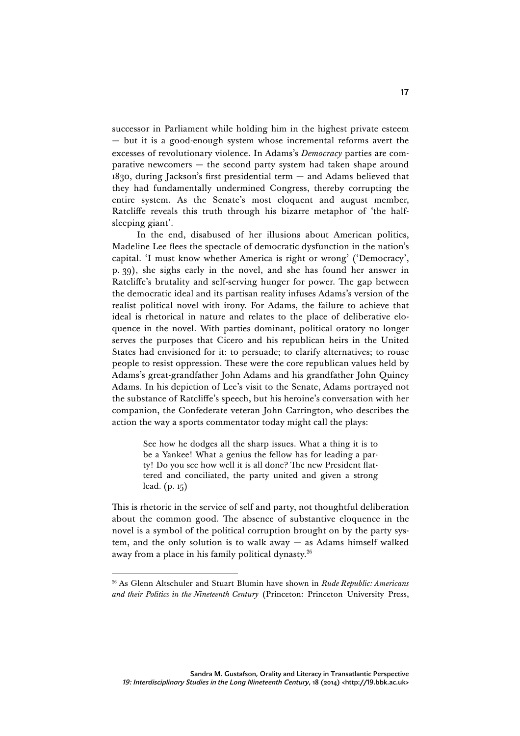successor in Parliament while holding him in the highest private esteem — but it is a good-enough system whose incremental reforms avert the excesses of revolutionary violence. In Adams's *Democracy* parties are comparative newcomers — the second party system had taken shape around 1830, during Jackson's first presidential term — and Adams believed that they had fundamentally undermined Congress, thereby corrupting the entire system. As the Senate's most eloquent and august member, Ratcliffe reveals this truth through his bizarre metaphor of 'the half-sleeping giant'.

In the end, disabused of her illusions about American politics, Madeline Lee flees the spectacle of democratic dysfunction in the nation's capital. 'I must know whether America is right or wrong' ('Democracy', p. 39), she sighs early in the novel, and she has found her answer in Ratcliffe's brutality and self-serving hunger for power. The gap between the democratic ideal and its partisan reality infuses Adams's version of the realist political novel with irony. For Adams, the failure to achieve that ideal is rhetorical in nature and relates to the place of deliberative eloquence in the novel. With parties dominant, political oratory no longer serves the purposes that Cicero and his republican heirs in the United States had envisioned for it: to persuade; to clarify alternatives; to rouse people to resist oppression. These were the core republican values held by Adams's great-grandfather John Adams and his grandfather John Quincy Adams. In his depiction of Lee's visit to the Senate, Adams portrayed not the substance of Ratcliffe's speech, but his heroine's conversation with her companion, the Confederate veteran John Carrington, who describes the action the way a sports commentator today might call the plays:

> See how he dodges all the sharp issues. What a thing it is to be a Yankee! What a genius the fellow has for leading a party! Do you see how well it is all done? The new President flattered and conciliated, the party united and given a strong lead. (p. 15)

This is rhetoric in the service of self and party, not thoughtful deliberation about the common good. The absence of substantive eloquence in the novel is a symbol of the political corruption brought on by the party system, and the only solution is to walk away — as Adams himself walked away from a place in his family political dynasty.[26]

[26] As Glenn Altschuler and Stuart Blumin have shown in *Rude Republic: Americans and their Politics in the Nineteenth Century* (Princeton: Princeton University Press,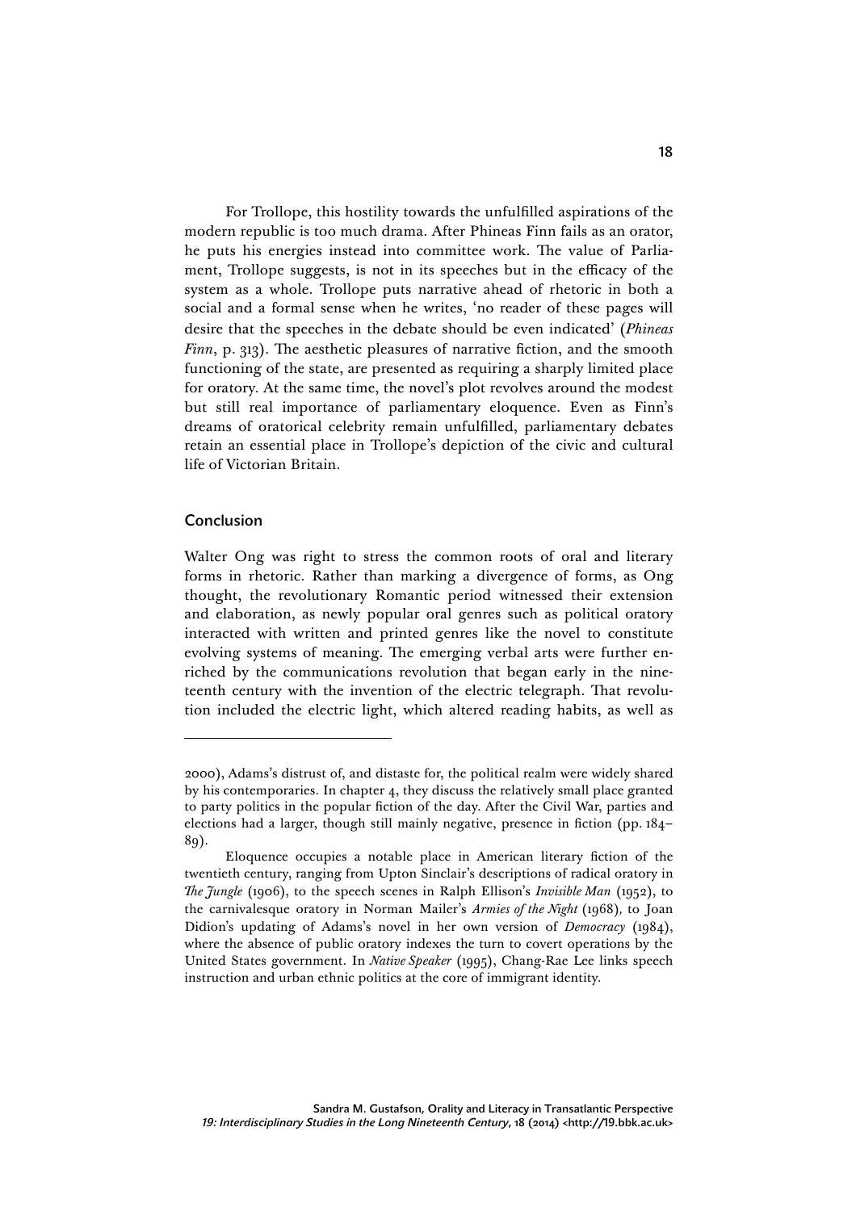For Trollope, this hostility towards the unfulfilled aspirations of the modern republic is too much drama. After Phineas Finn fails as an orator, he puts his energies instead into committee work. The value of Parliament, Trollope suggests, is not in its speeches but in the efficacy of the system as a whole. Trollope puts narrative ahead of rhetoric in both a social and a formal sense when he writes, 'no reader of these pages will desire that the speeches in the debate should be even indicated' (*Phineas Finn*, p. 313). The aesthetic pleasures of narrative fiction, and the smooth functioning of the state, are presented as requiring a sharply limited place for oratory. At the same time, the novel's plot revolves around the modest but still real importance of parliamentary eloquence. Even as Finn's dreams of oratorical celebrity remain unfulfilled, parliamentary debates retain an essential place in Trollope's depiction of the civic and cultural life of Victorian Britain.

## Conclusion

Walter Ong was right to stress the common roots of oral and literary forms in rhetoric. Rather than marking a divergence of forms, as Ong thought, the revolutionary Romantic period witnessed their extension and elaboration, as newly popular oral genres such as political oratory interacted with written and printed genres like the novel to constitute evolving systems of meaning. The emerging verbal arts were further enriched by the communications revolution that began early in the nineteenth century with the invention of the electric telegraph. That revolution included the electric light, which altered reading habits, as well as

---

2000), Adams's distrust of, and distaste for, the political realm were widely shared by his contemporaries. In chapter 4, they discuss the relatively small place granted to party politics in the popular fiction of the day. After the Civil War, parties and elections had a larger, though still mainly negative, presence in fiction (pp. 184–89).

Eloquence occupies a notable place in American literary fiction of the twentieth century, ranging from Upton Sinclair's descriptions of radical oratory in *The Jungle* (1906), to the speech scenes in Ralph Ellison's *Invisible Man* (1952), to the carnivalesque oratory in Norman Mailer's *Armies of the Night* (1968), to Joan Didion's updating of Adams's novel in her own version of *Democracy* (1984), where the absence of public oratory indexes the turn to covert operations by the United States government. In *Native Speaker* (1995), Chang-Rae Lee links speech instruction and urban ethnic politics at the core of immigrant identity.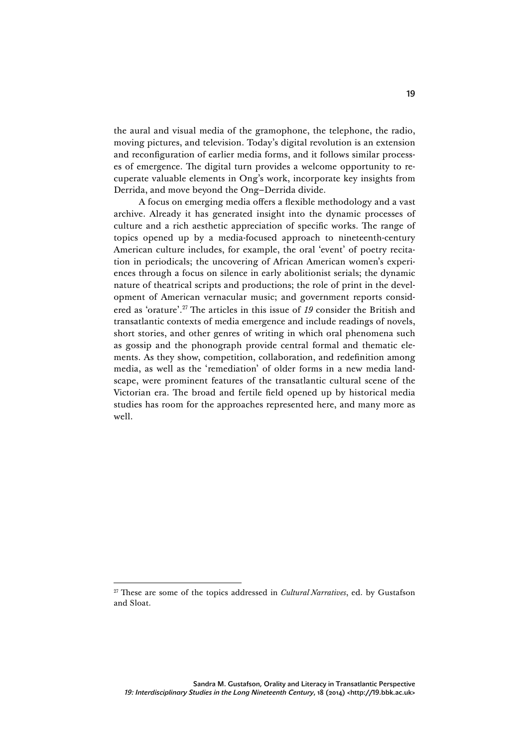the aural and visual media of the gramophone, the telephone, the radio, moving pictures, and television. Today's digital revolution is an extension and reconfiguration of earlier media forms, and it follows similar processes of emergence. The digital turn provides a welcome opportunity to recuperate valuable elements in Ong's work, incorporate key insights from Derrida, and move beyond the Ong–Derrida divide.

A focus on emerging media offers a flexible methodology and a vast archive. Already it has generated insight into the dynamic processes of culture and a rich aesthetic appreciation of specific works. The range of topics opened up by a media-focused approach to nineteenth-century American culture includes, for example, the oral 'event' of poetry recitation in periodicals; the uncovering of African American women's experiences through a focus on silence in early abolitionist serials; the dynamic nature of theatrical scripts and productions; the role of print in the development of American vernacular music; and government reports considered as 'orature'.[27] The articles in this issue of *19* consider the British and transatlantic contexts of media emergence and include readings of novels, short stories, and other genres of writing in which oral phenomena such as gossip and the phonograph provide central formal and thematic elements. As they show, competition, collaboration, and redefinition among media, as well as the 'remediation' of older forms in a new media landscape, were prominent features of the transatlantic cultural scene of the Victorian era. The broad and fertile field opened up by historical media studies has room for the approaches represented here, and many more as well.

---

[27] These are some of the topics addressed in *Cultural Narratives*, ed. by Gustafson and Sloat.